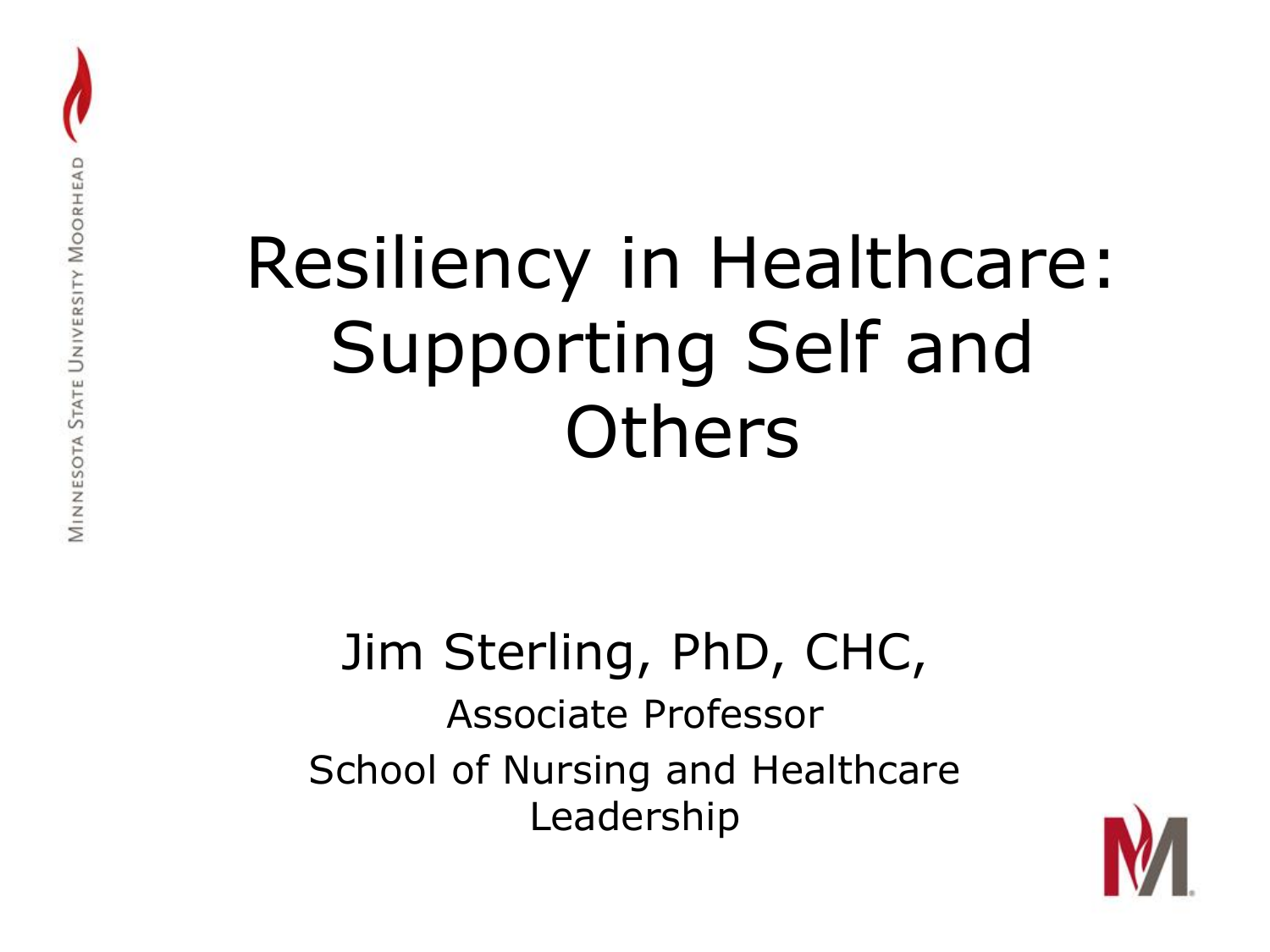# Resiliency in Healthcare: Supporting Self and Others

Jim Sterling, PhD, CHC,

Associate Professor

School of Nursing and Healthcare Leadership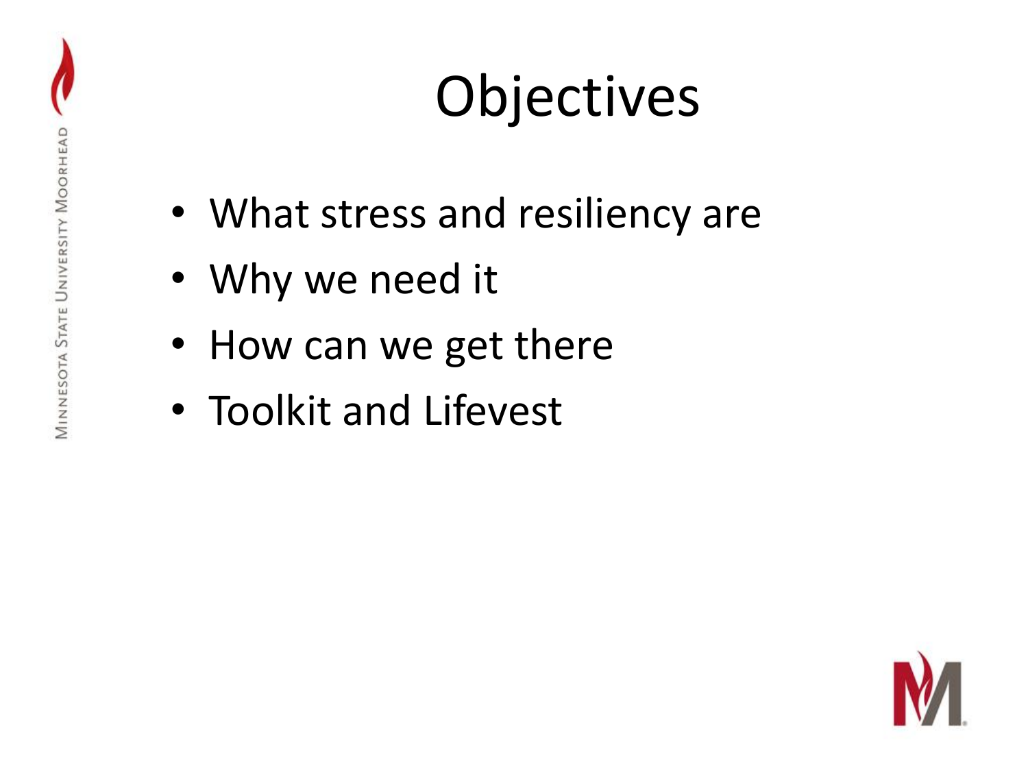# Objectives

- What stress and resiliency are
- Why we need it
- How can we get there
- Toolkit and Lifevest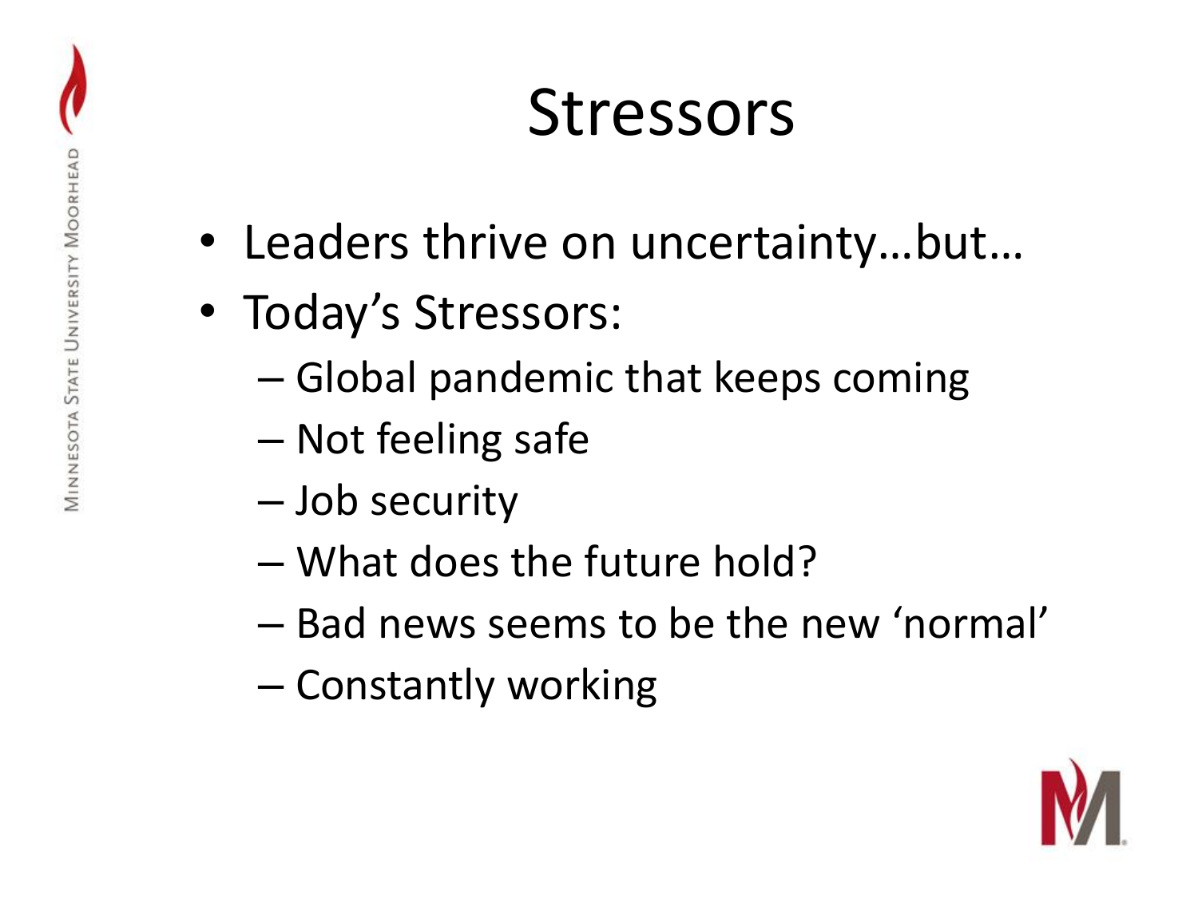# Stressors

- Leaders thrive on uncertainty…but…
- Today's Stressors:
  - Global pandemic that keeps coming
  - Not feeling safe
  - Job security
  - What does the future hold?
  - Bad news seems to be the new 'normal'
  - Constantly working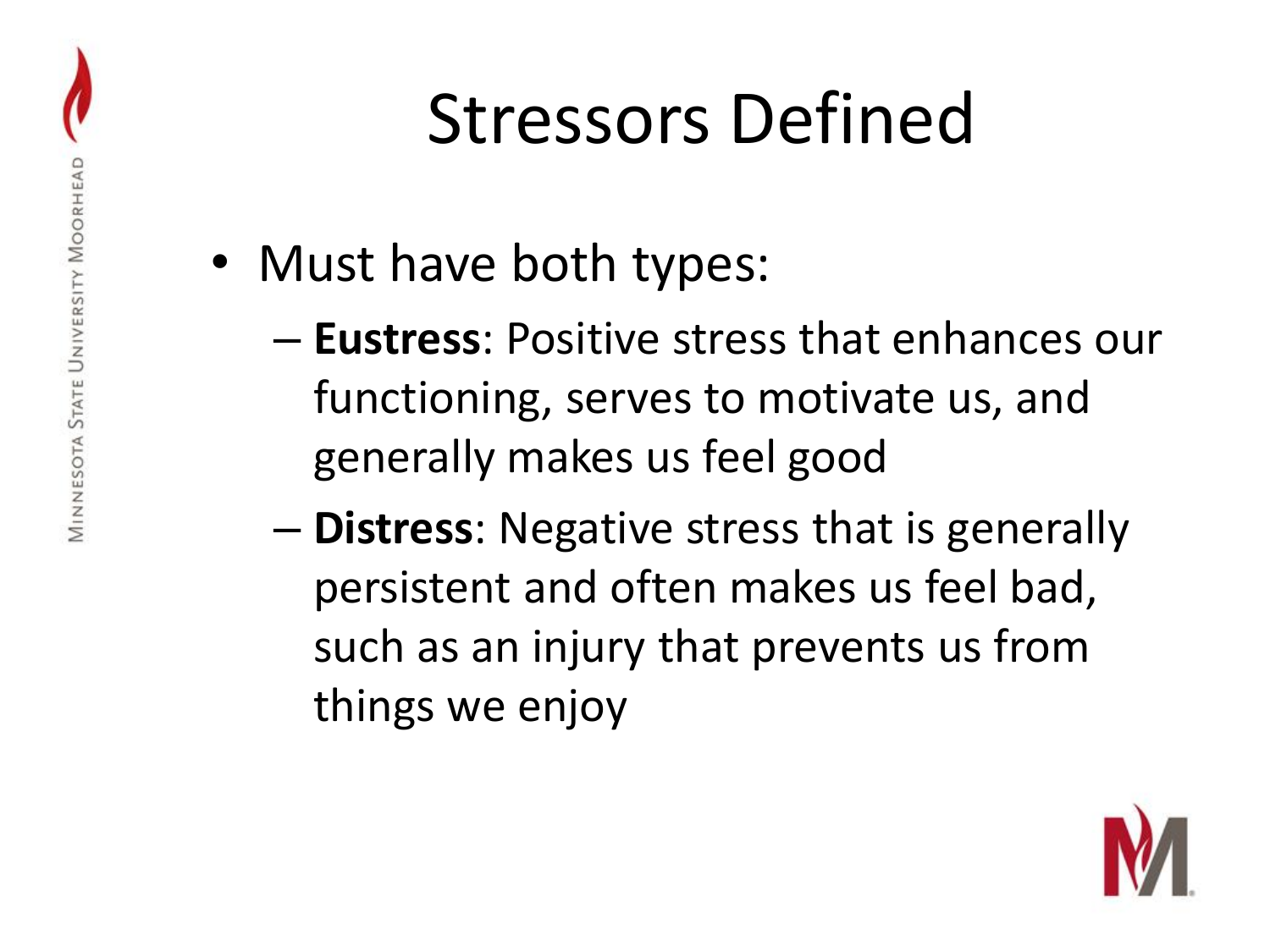# Stressors Defined

- Must have both types:
  - **Eustress**: Positive stress that enhances our functioning, serves to motivate us, and generally makes us feel good
  - **Distress**: Negative stress that is generally persistent and often makes us feel bad, such as an injury that prevents us from things we enjoy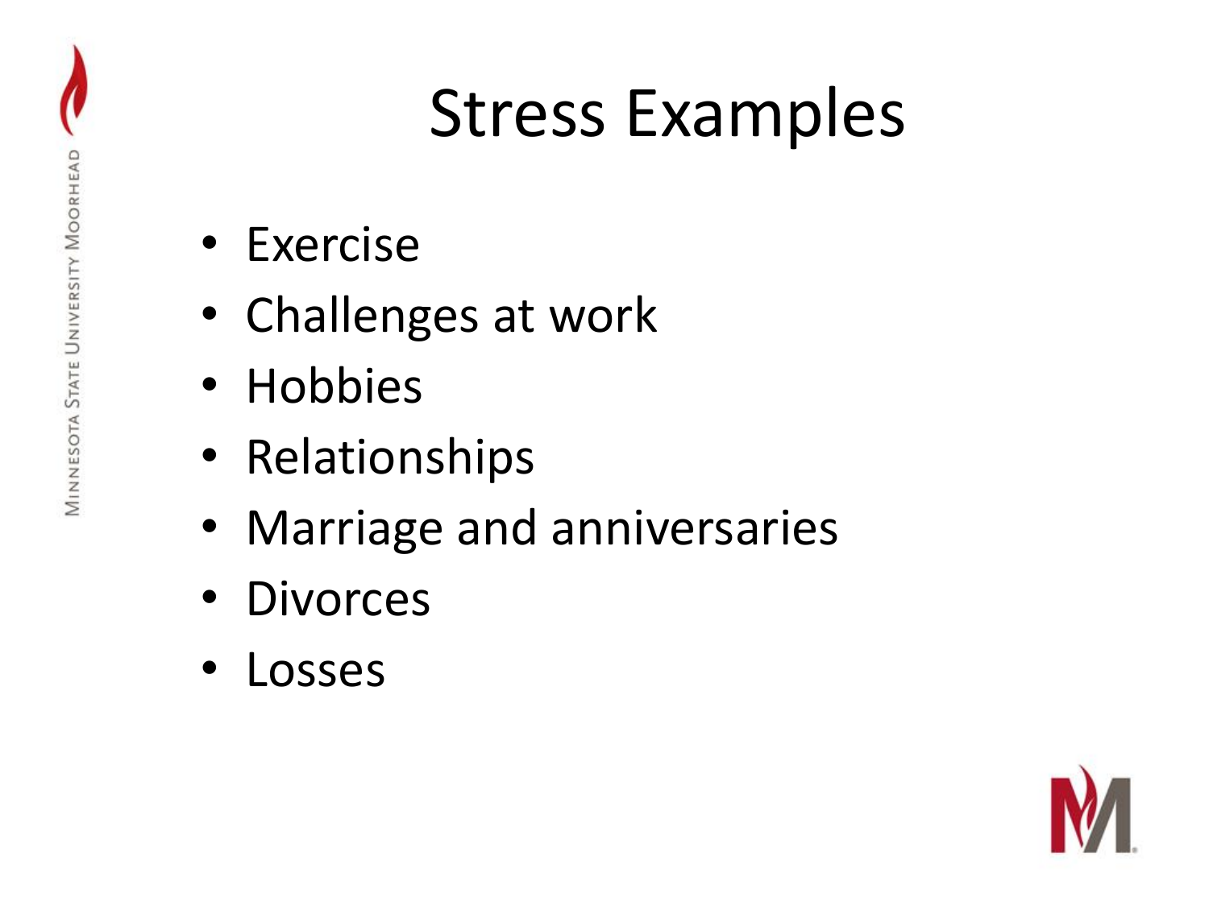# Stress Examples

- Exercise
- Challenges at work
- Hobbies
- Relationships
- Marriage and anniversaries
- Divorces
- Losses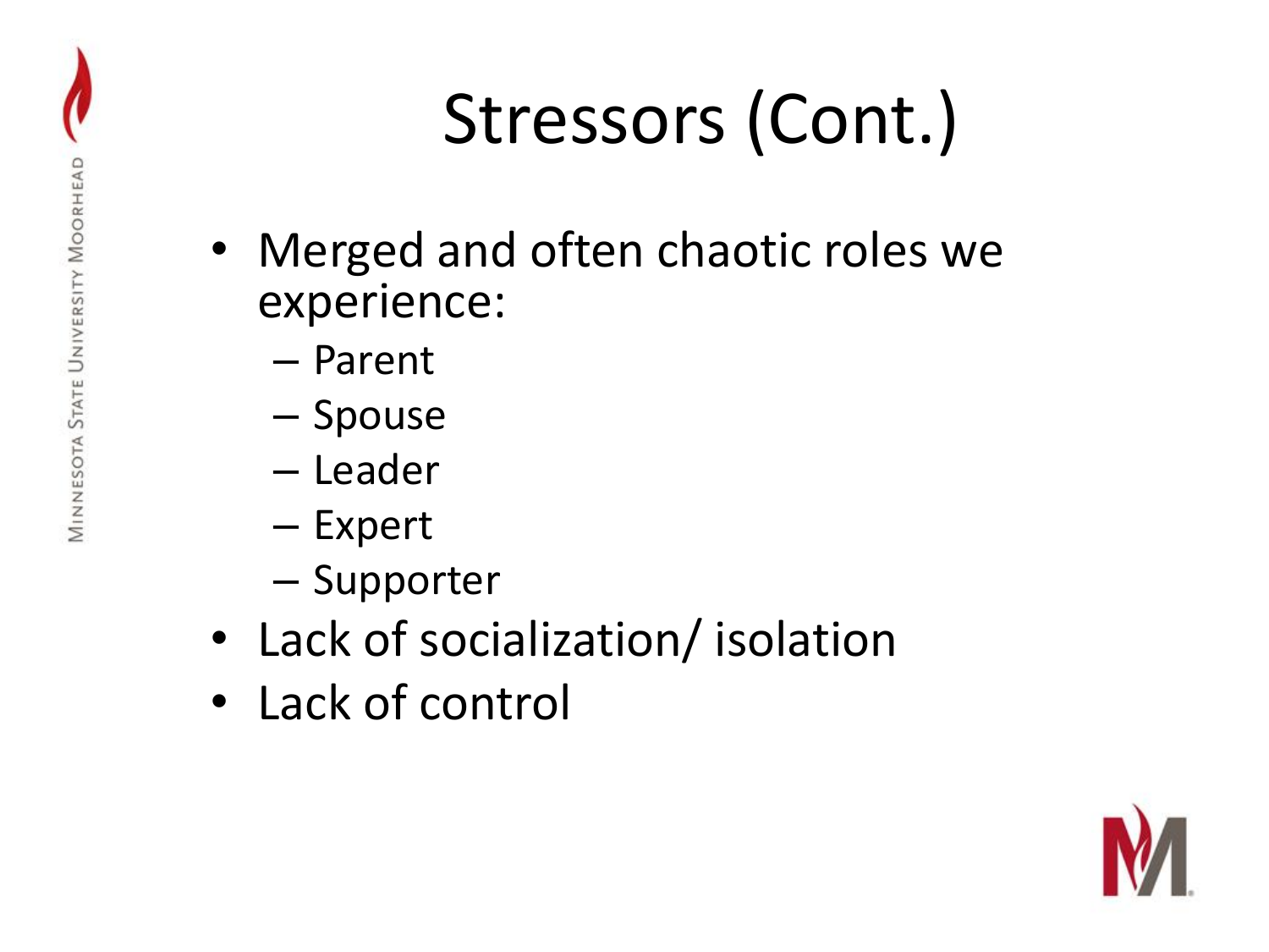# Stressors (Cont.)

- Merged and often chaotic roles we experience:
  - Parent
  - Spouse
  - Leader
  - Expert
  - Supporter
- Lack of socialization/ isolation
- Lack of control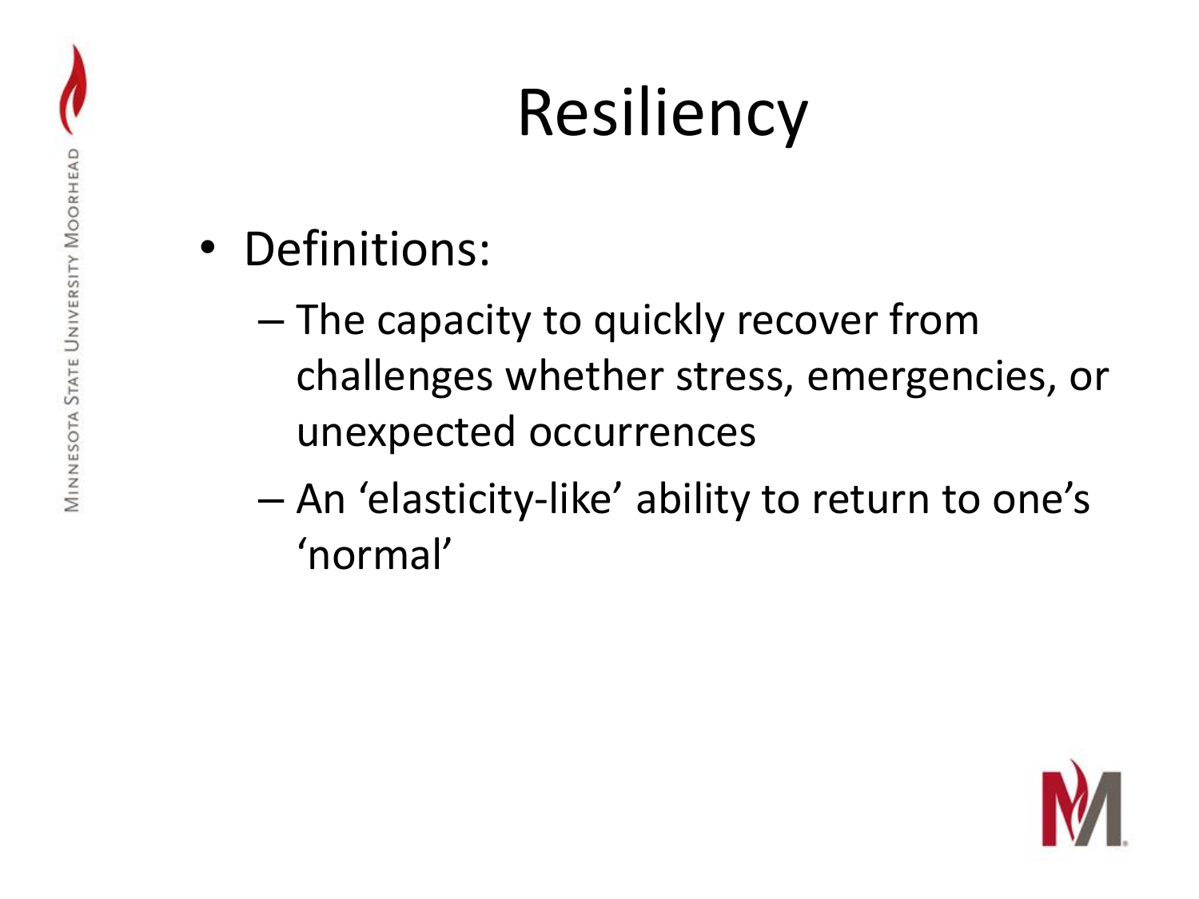# Resiliency

- Definitions:
  - The capacity to quickly recover from challenges whether stress, emergencies, or unexpected occurrences
  - An 'elasticity-like' ability to return to one's 'normal'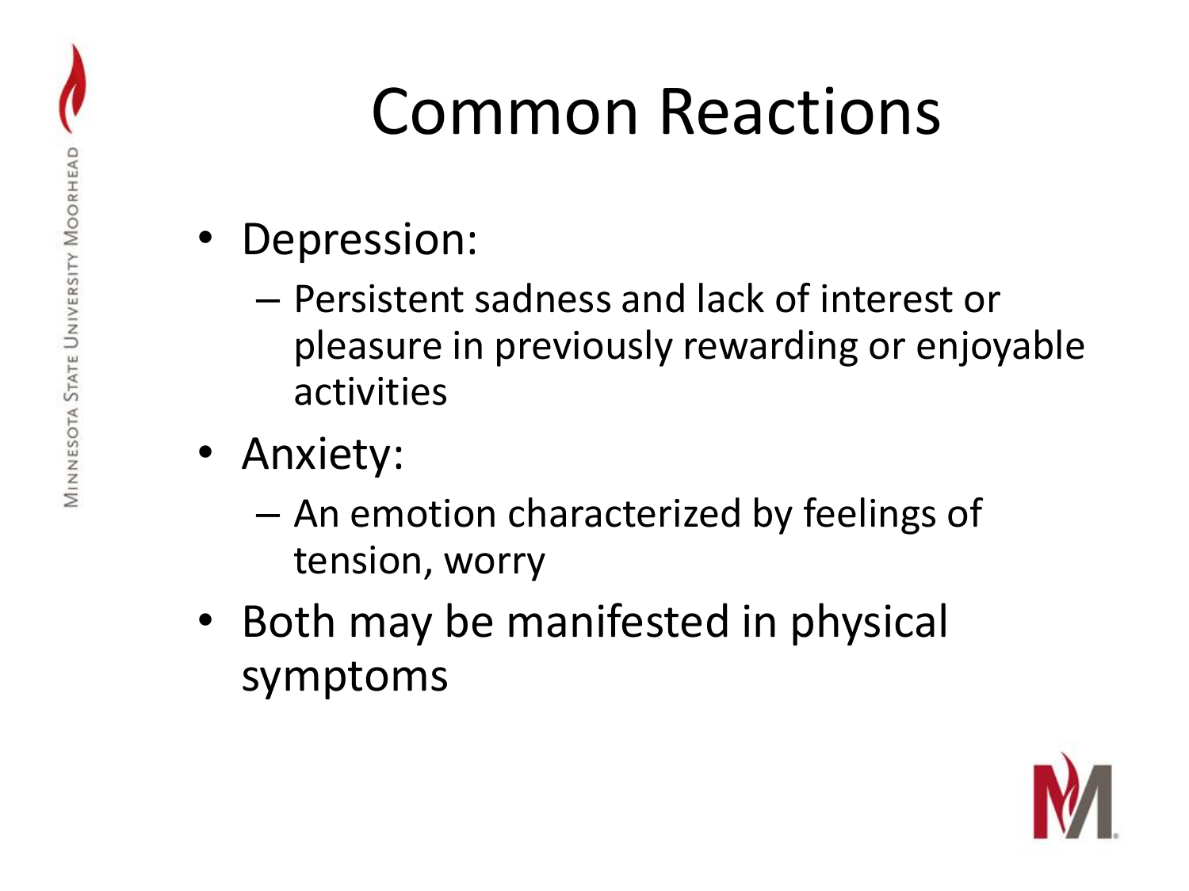# Common Reactions

- Depression:
  - Persistent sadness and lack of interest or pleasure in previously rewarding or enjoyable activities
- Anxiety:
  - An emotion characterized by feelings of tension, worry
- Both may be manifested in physical symptoms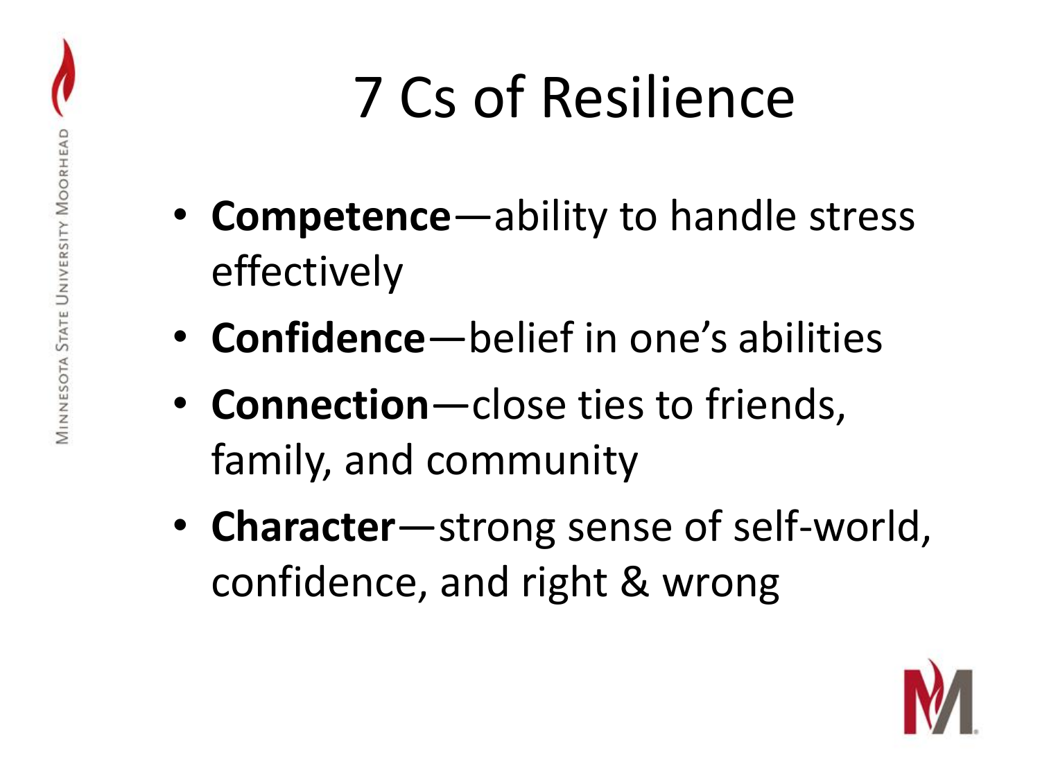# 7 Cs of Resilience

- **Competence**—ability to handle stress effectively
- **Confidence**—belief in one's abilities
- **Connection**—close ties to friends, family, and community
- **Character**—strong sense of self-world, confidence, and right & wrong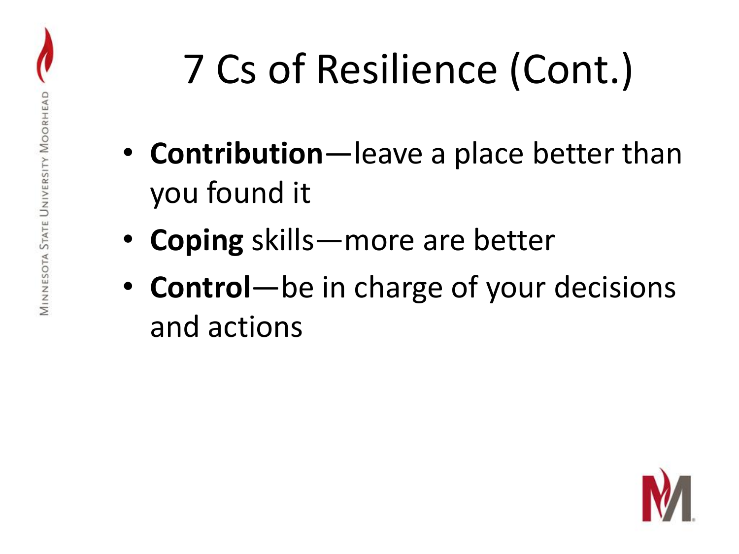# 7 Cs of Resilience (Cont.)

- **Contribution**—leave a place better than you found it
- **Coping** skills—more are better
- **Control**—be in charge of your decisions and actions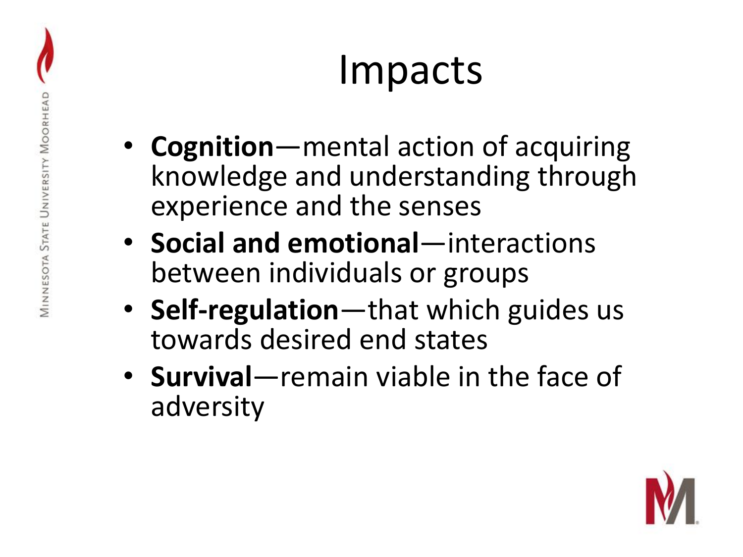# Impacts

- **Cognition**—mental action of acquiring knowledge and understanding through experience and the senses
- **Social and emotional**—interactions between individuals or groups
- **Self-regulation**—that which guides us towards desired end states
- **Survival**—remain viable in the face of adversity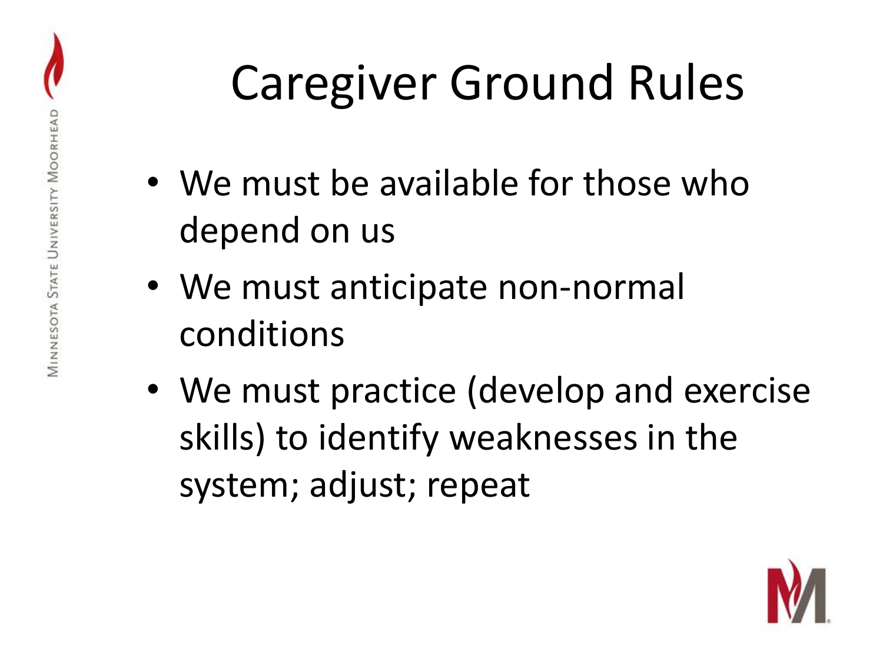# Caregiver Ground Rules

- We must be available for those who depend on us
- We must anticipate non-normal conditions
- We must practice (develop and exercise skills) to identify weaknesses in the system; adjust; repeat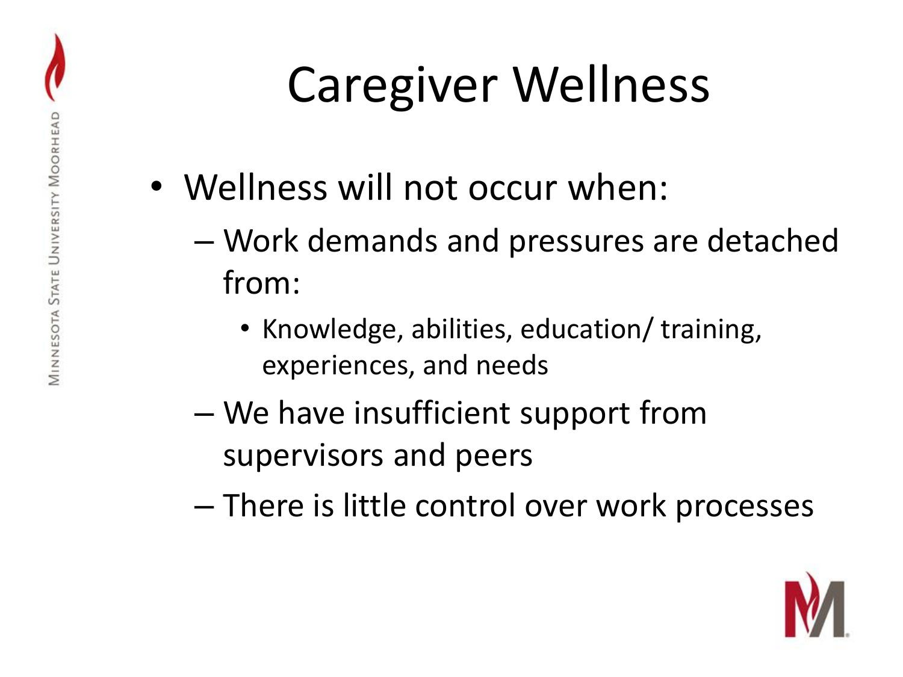# Caregiver Wellness

- Wellness will not occur when:
  - Work demands and pressures are detached from:
    - Knowledge, abilities, education/ training, experiences, and needs
  - We have insufficient support from supervisors and peers
  - There is little control over work processes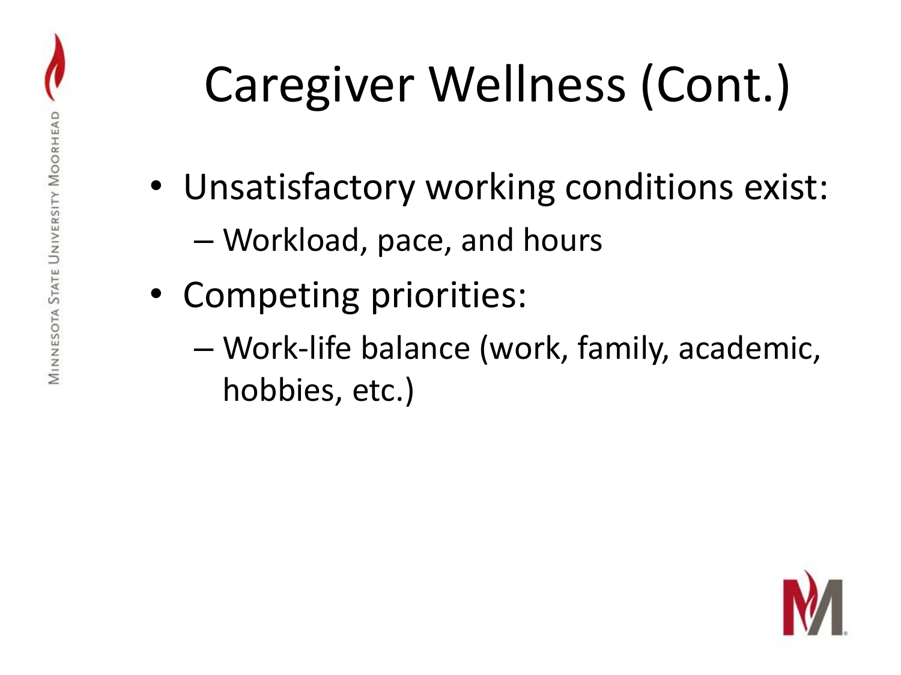# Caregiver Wellness (Cont.)

- Unsatisfactory working conditions exist:
  - Workload, pace, and hours
- Competing priorities:
  - Work-life balance (work, family, academic, hobbies, etc.)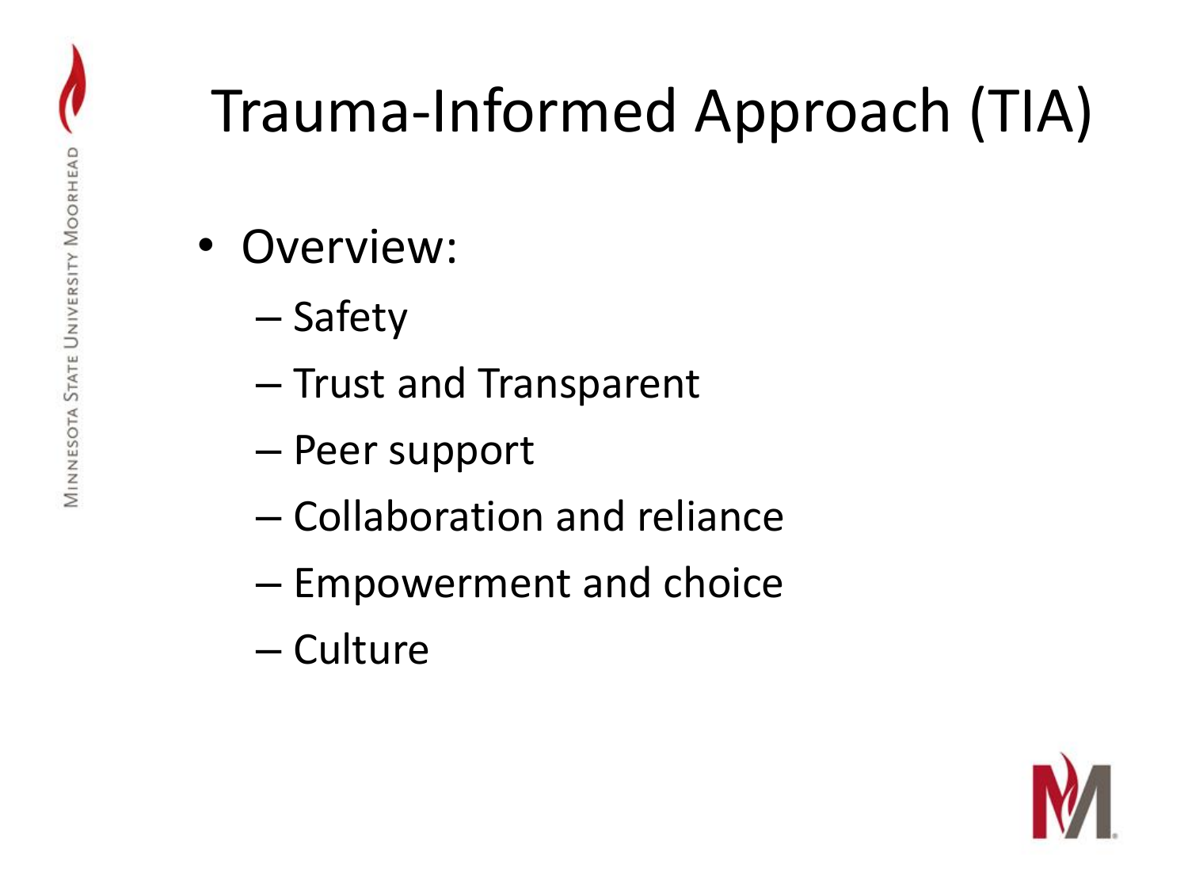# Trauma-Informed Approach (TIA)

- Overview:
  - Safety
  - Trust and Transparent
  - Peer support
  - Collaboration and reliance
  - Empowerment and choice
  - Culture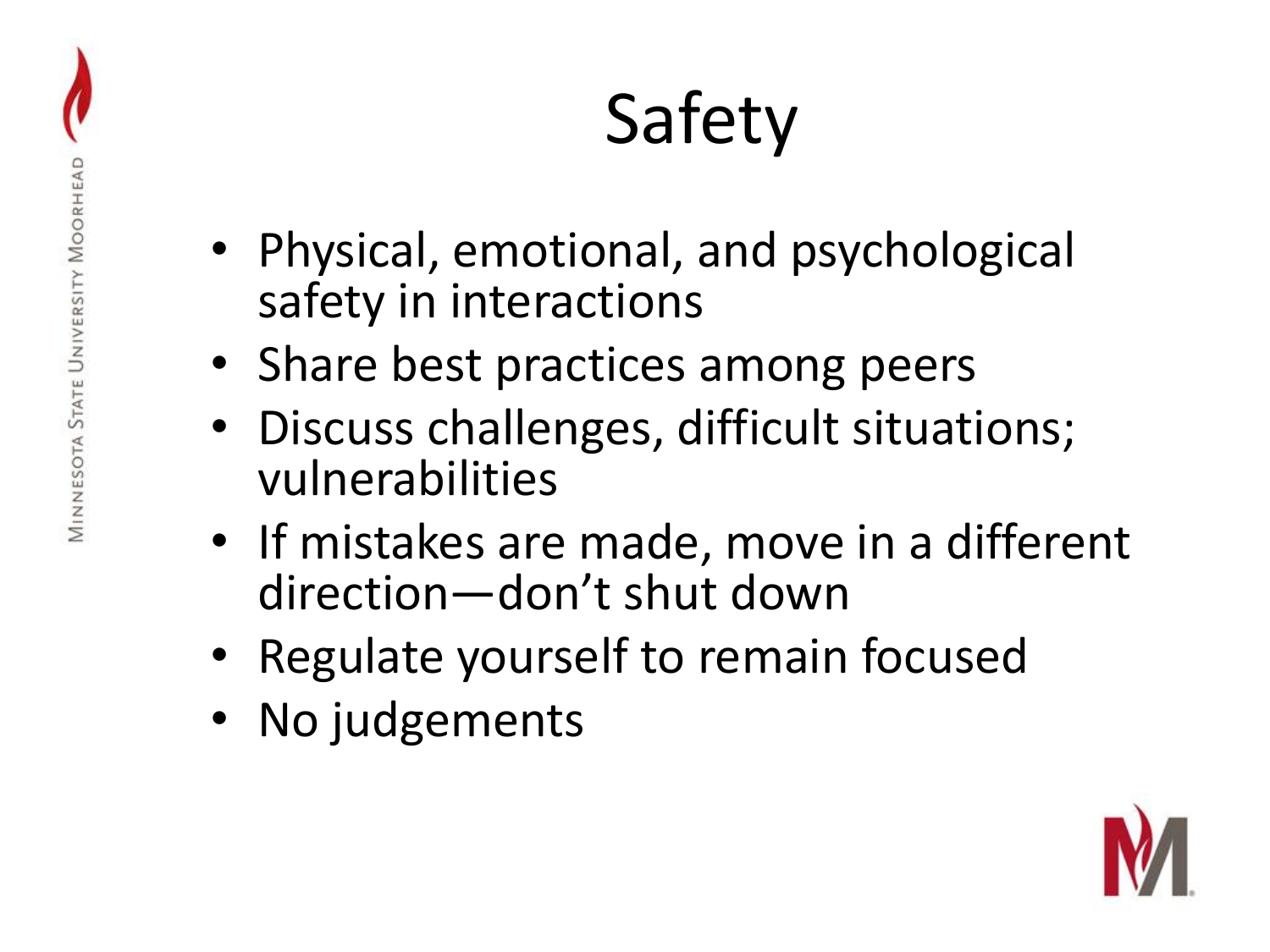# Safety

- Physical, emotional, and psychological safety in interactions
- Share best practices among peers
- Discuss challenges, difficult situations; vulnerabilities
- If mistakes are made, move in a different direction—don't shut down
- Regulate yourself to remain focused
- No judgements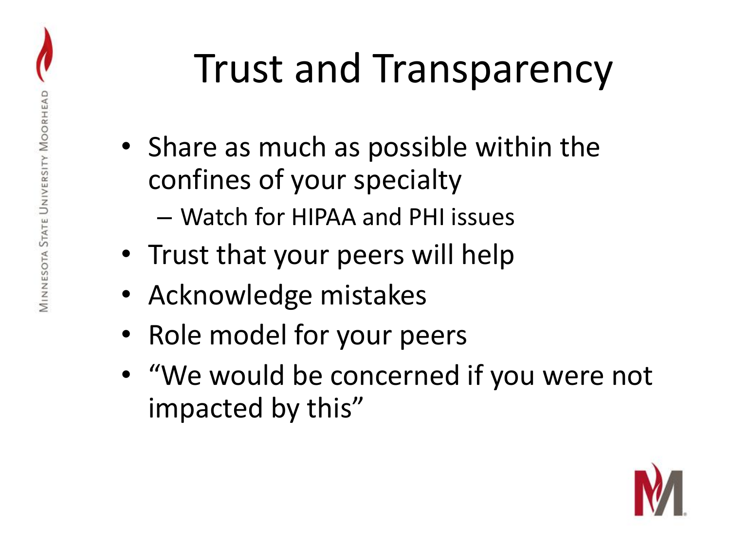# Trust and Transparency

- Share as much as possible within the confines of your specialty
  - Watch for HIPAA and PHI issues
- Trust that your peers will help
- Acknowledge mistakes
- Role model for your peers
- "We would be concerned if you were not impacted by this"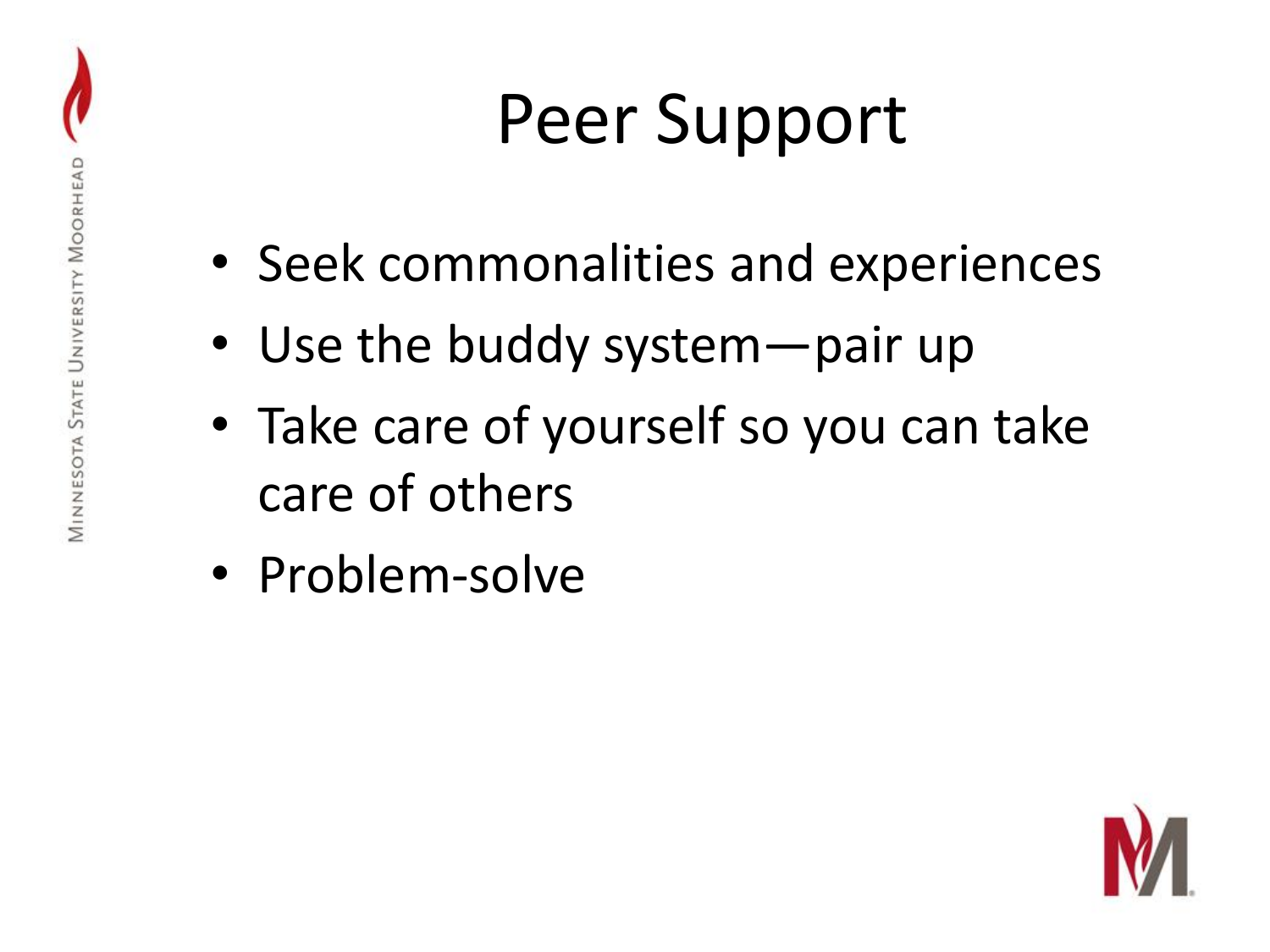# Peer Support

- Seek commonalities and experiences
- Use the buddy system—pair up
- Take care of yourself so you can take care of others
- Problem-solve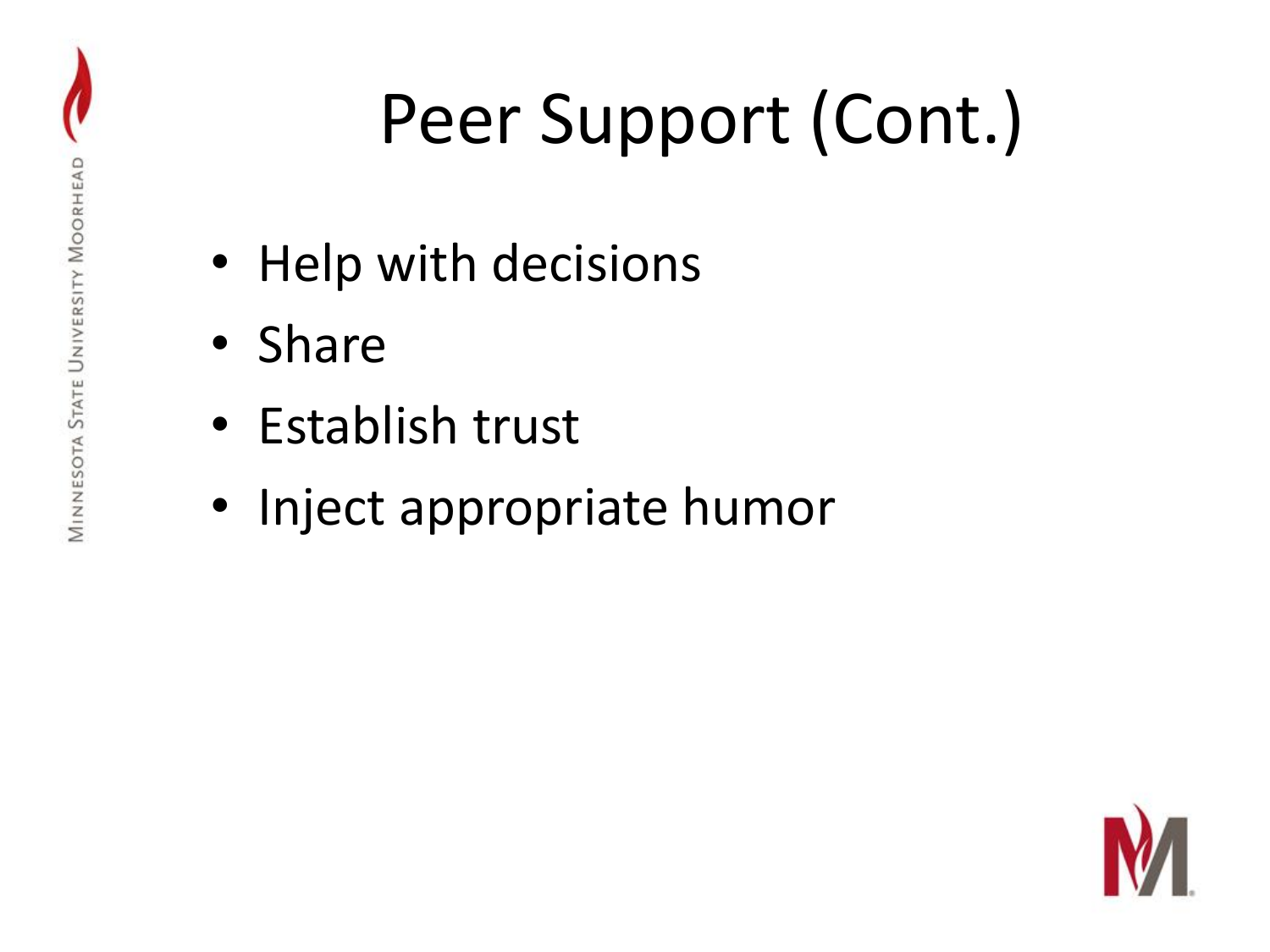# Peer Support (Cont.)

- Help with decisions
- Share
- Establish trust
- Inject appropriate humor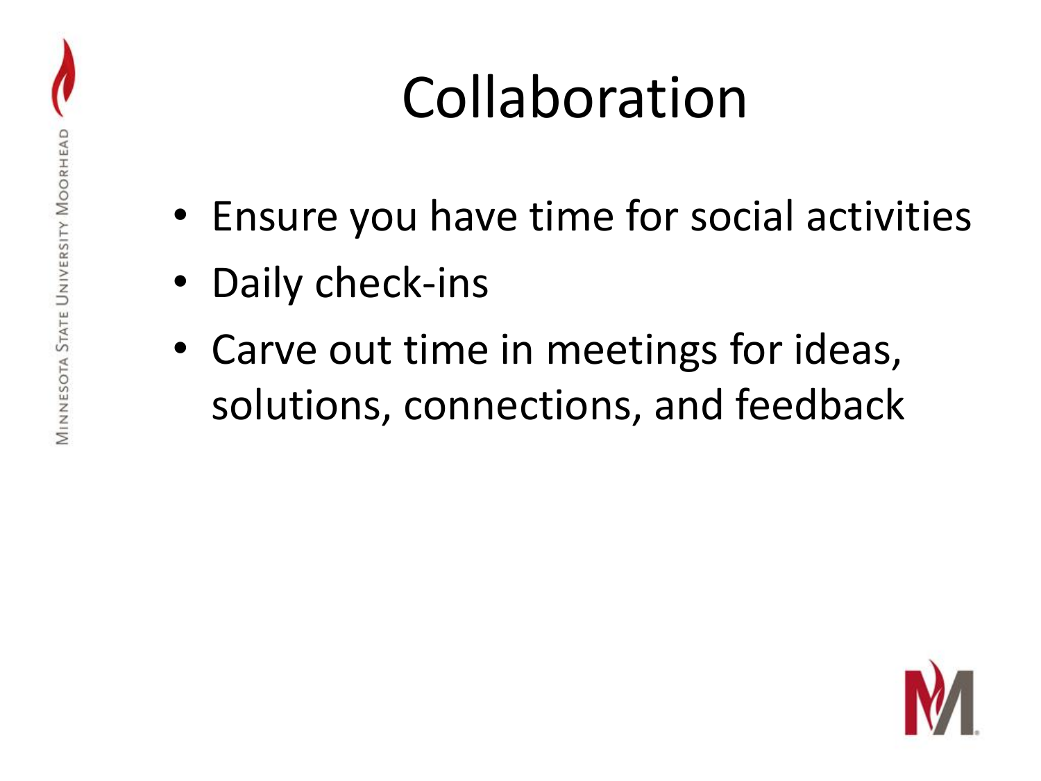# Collaboration

- Ensure you have time for social activities
- Daily check-ins
- Carve out time in meetings for ideas, solutions, connections, and feedback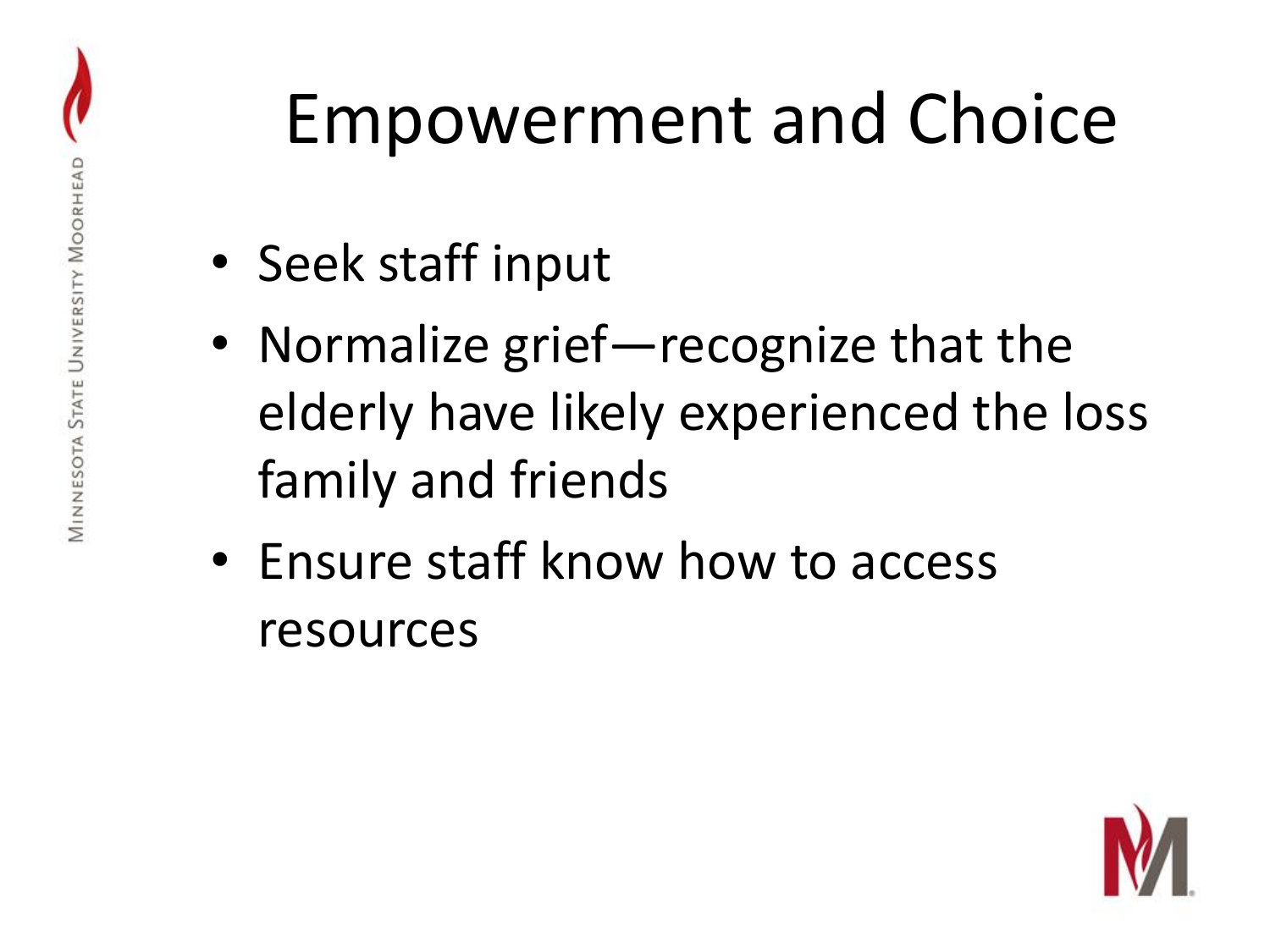# Empowerment and Choice

- Seek staff input
- Normalize grief—recognize that the elderly have likely experienced the loss family and friends
- Ensure staff know how to access resources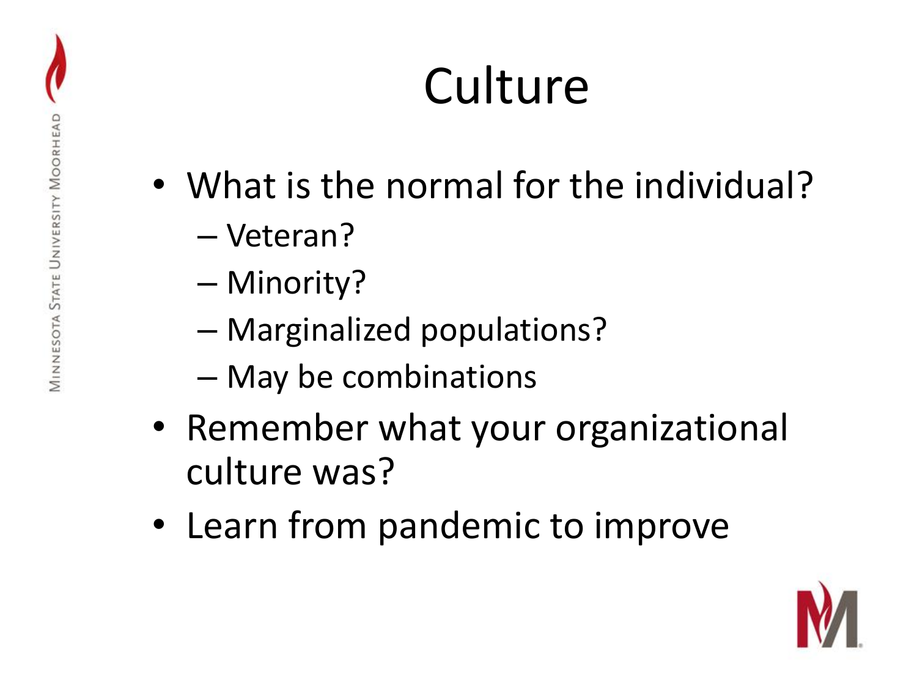# Culture

- What is the normal for the individual?
  - Veteran?
  - Minority?
  - Marginalized populations?
  - May be combinations
- Remember what your organizational culture was?
- Learn from pandemic to improve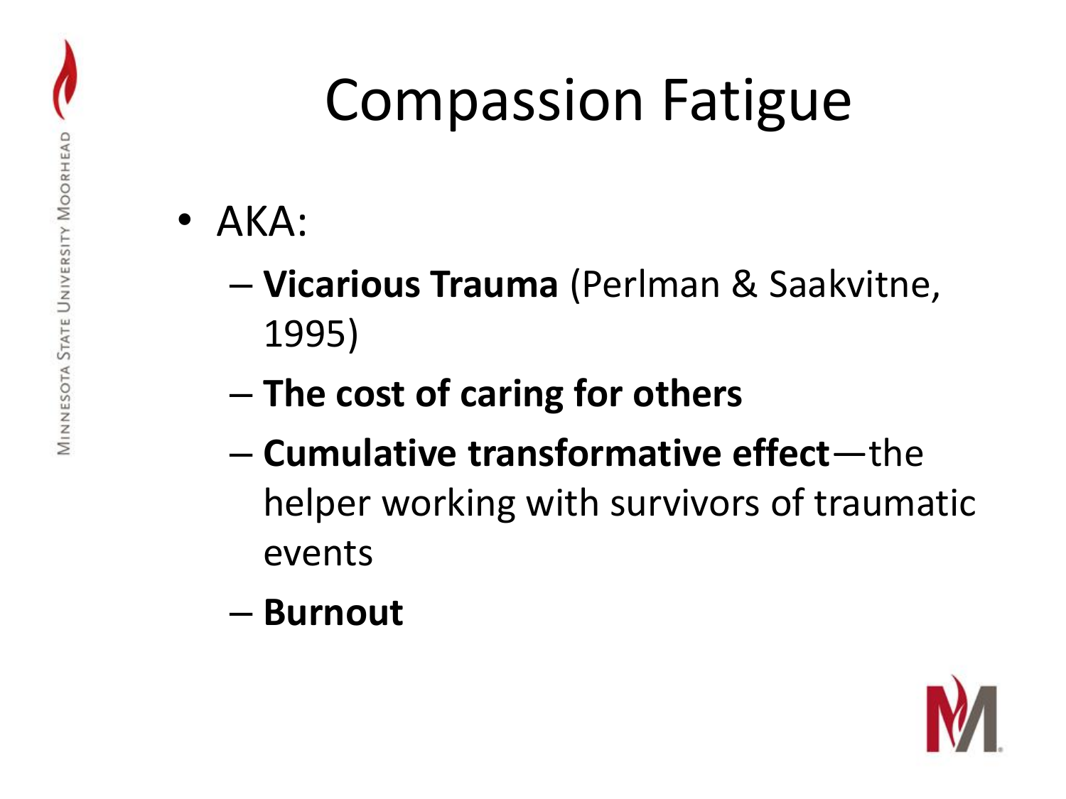# Compassion Fatigue

- AKA:
  - **Vicarious Trauma** (Perlman & Saakvitne, 1995)
  - **The cost of caring for others**
  - **Cumulative transformative effect**—the helper working with survivors of traumatic events
  - **Burnout**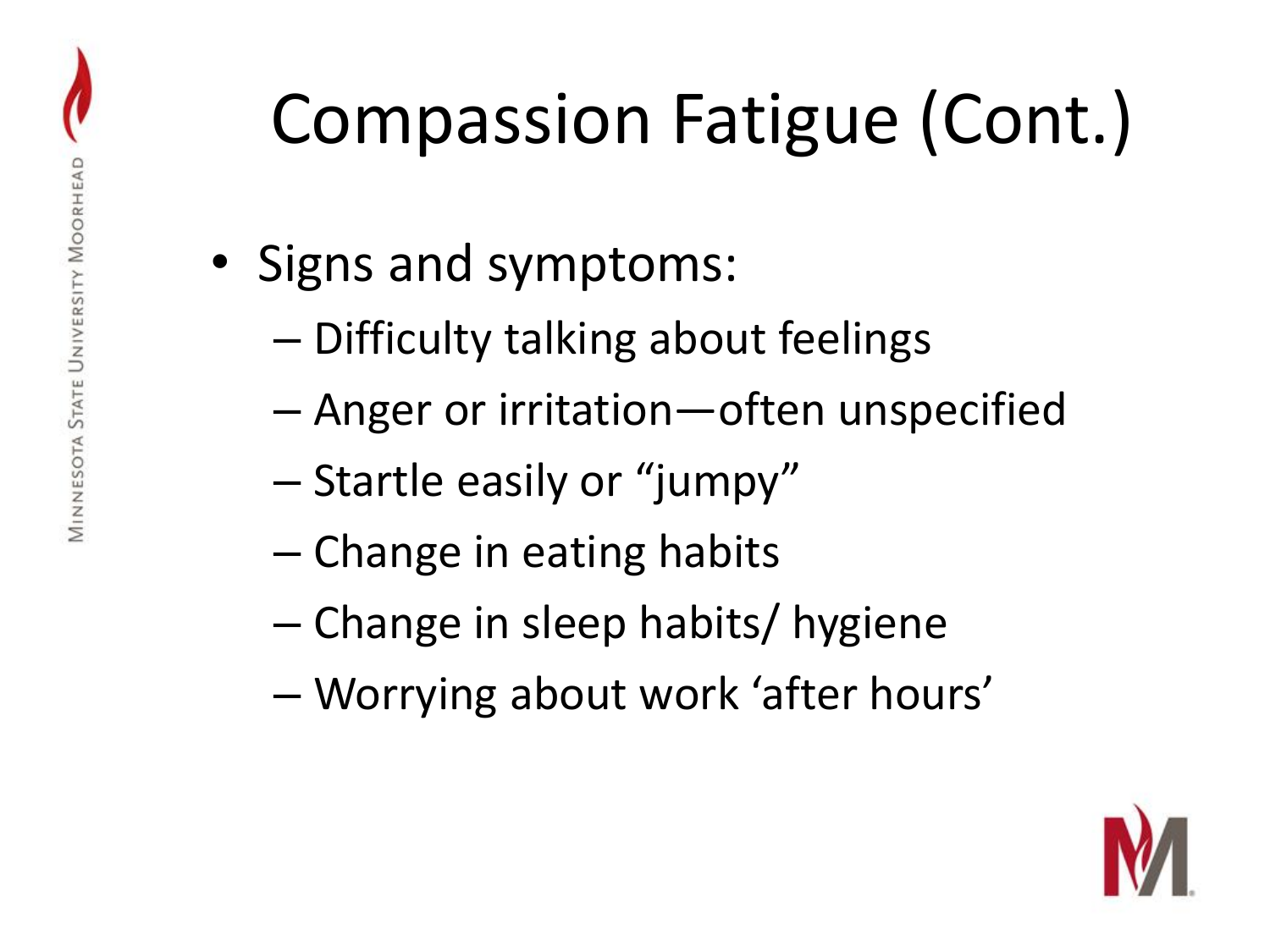# Compassion Fatigue (Cont.)

- Signs and symptoms:
  - Difficulty talking about feelings
  - Anger or irritation—often unspecified
  - Startle easily or “jumpy”
  - Change in eating habits
  - Change in sleep habits/ hygiene
  - Worrying about work ‘after hours’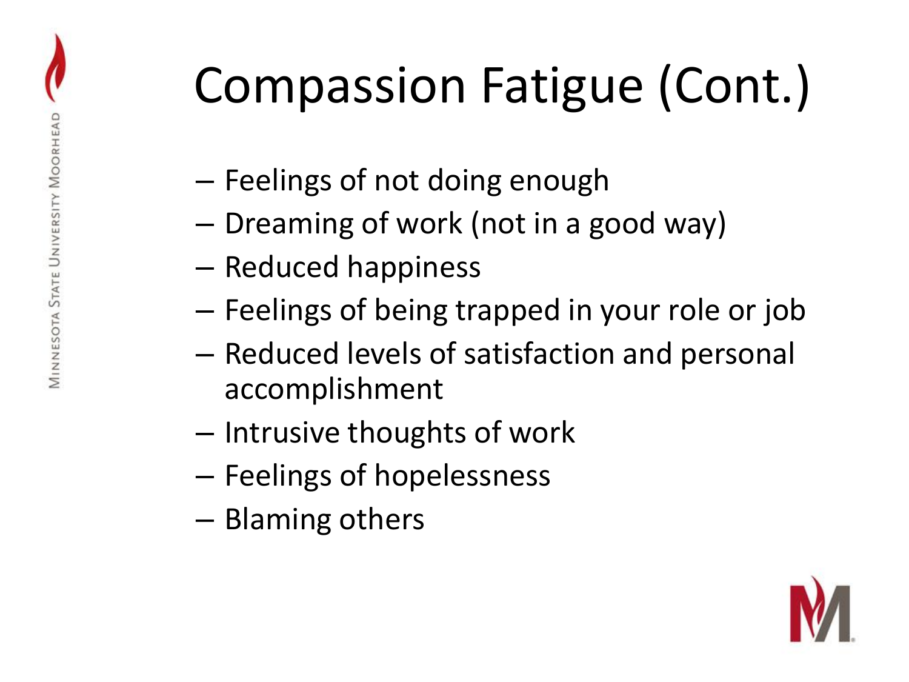# Compassion Fatigue (Cont.)

- Feelings of not doing enough
- Dreaming of work (not in a good way)
- Reduced happiness
- Feelings of being trapped in your role or job
- Reduced levels of satisfaction and personal accomplishment
- Intrusive thoughts of work
- Feelings of hopelessness
- Blaming others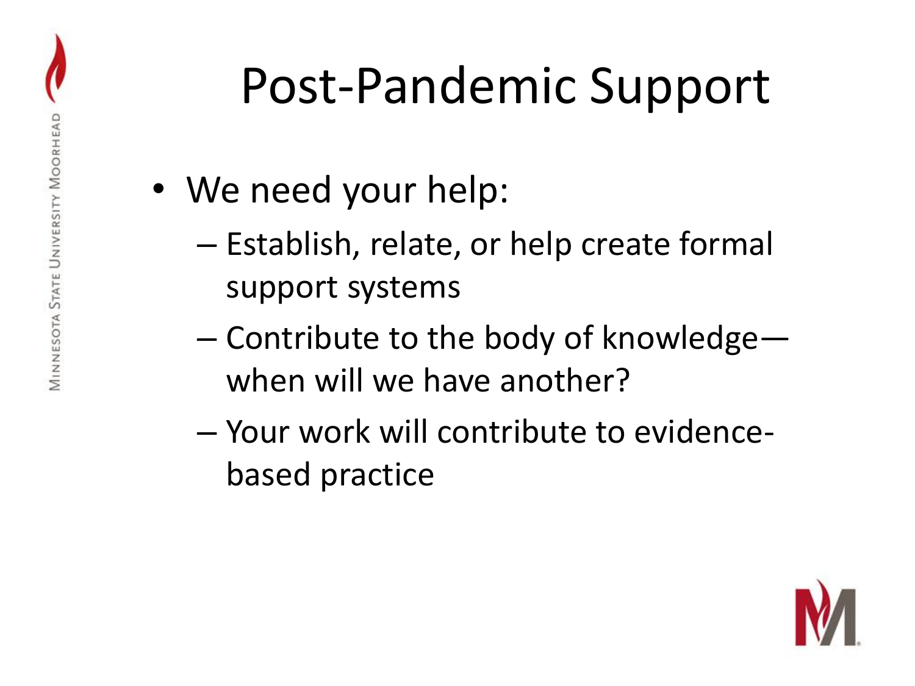# Post-Pandemic Support

- We need your help:
  - Establish, relate, or help create formal support systems
  - Contribute to the body of knowledge—when will we have another?
  - Your work will contribute to evidence-based practice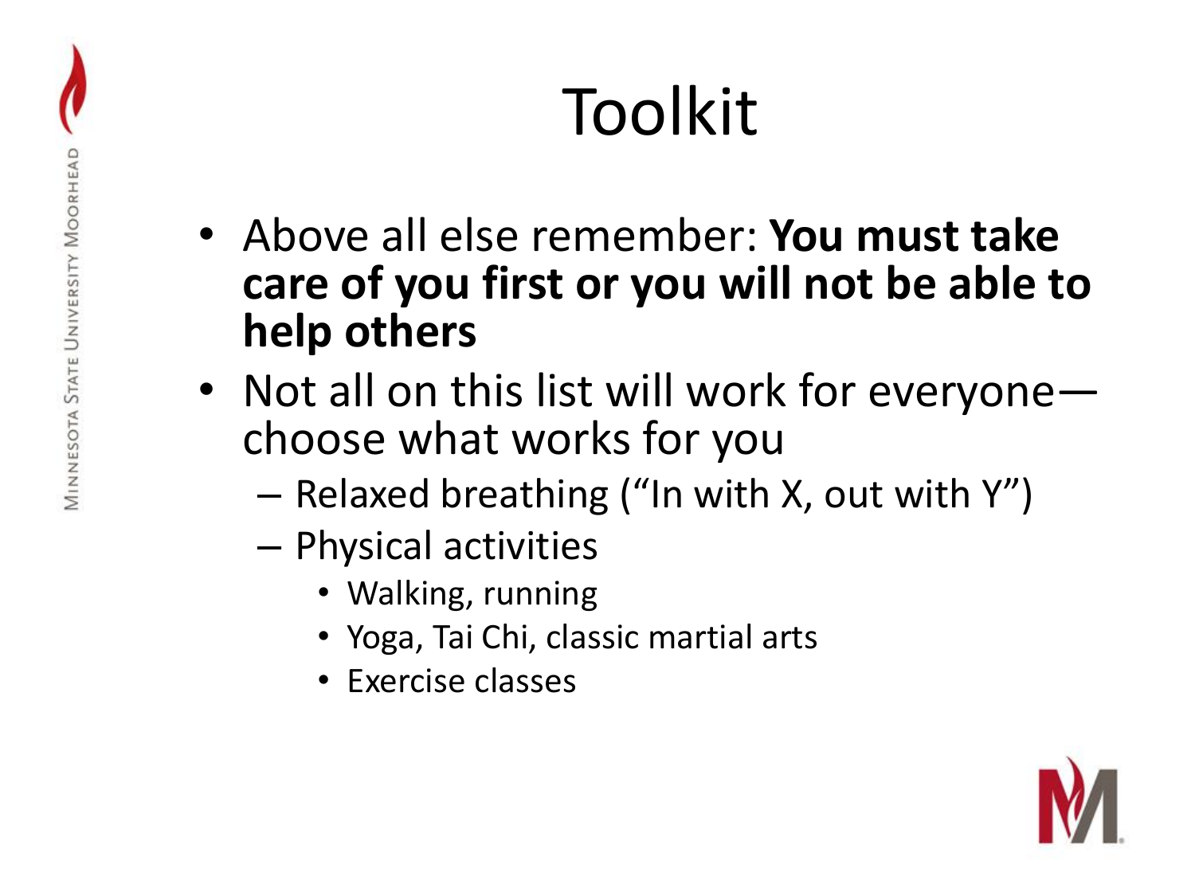# Toolkit

- Above all else remember: **You must take care of you first or you will not be able to help others**
- Not all on this list will work for everyone—choose what works for you
  - Relaxed breathing ("In with X, out with Y")
  - Physical activities
    - Walking, running
    - Yoga, Tai Chi, classic martial arts
    - Exercise classes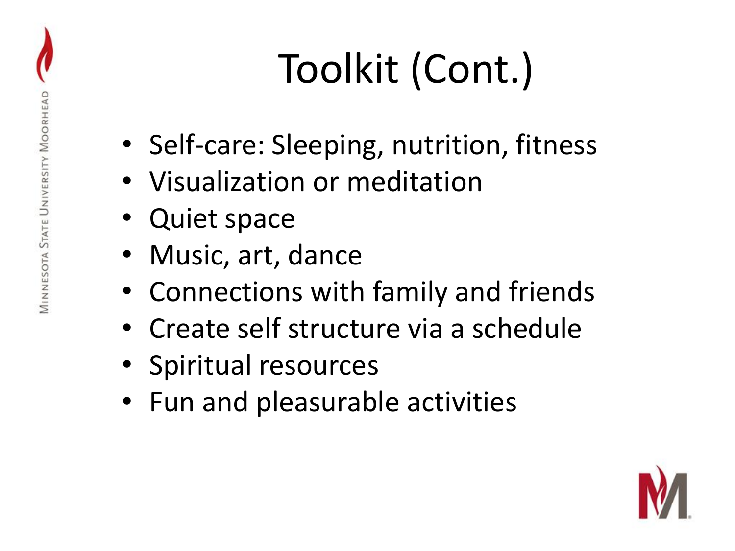# Toolkit (Cont.)

- Self-care: Sleeping, nutrition, fitness
- Visualization or meditation
- Quiet space
- Music, art, dance
- Connections with family and friends
- Create self structure via a schedule
- Spiritual resources
- Fun and pleasurable activities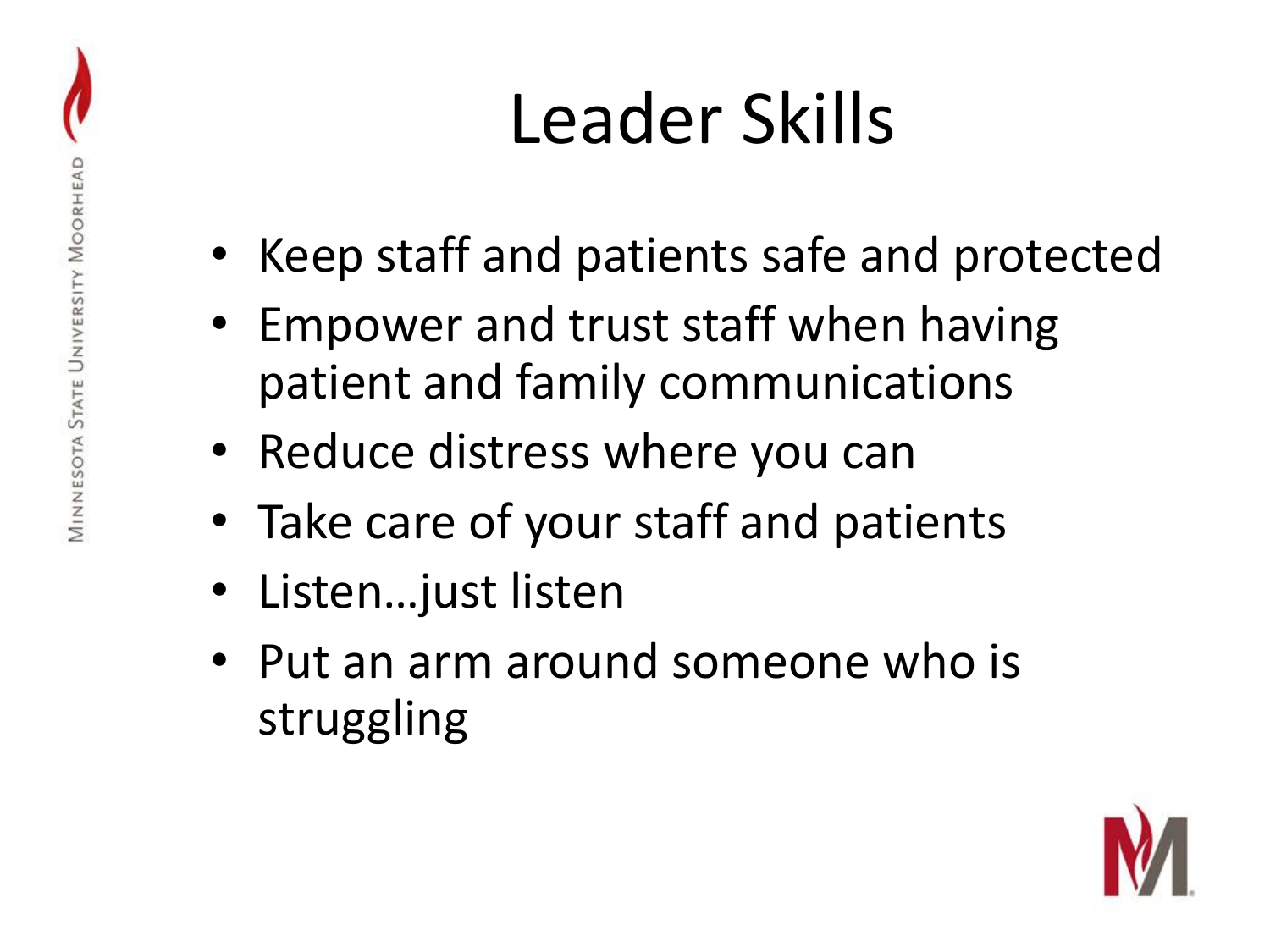# Leader Skills

- Keep staff and patients safe and protected
- Empower and trust staff when having patient and family communications
- Reduce distress where you can
- Take care of your staff and patients
- Listen…just listen
- Put an arm around someone who is struggling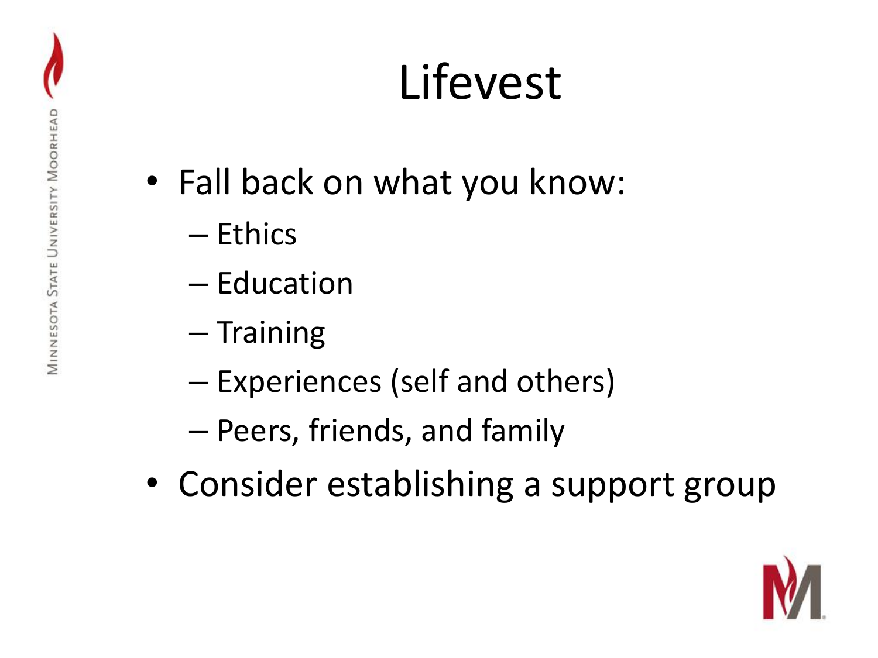# Lifevest

- Fall back on what you know:
  - Ethics
  - Education
  - Training
  - Experiences (self and others)
  - Peers, friends, and family
- Consider establishing a support group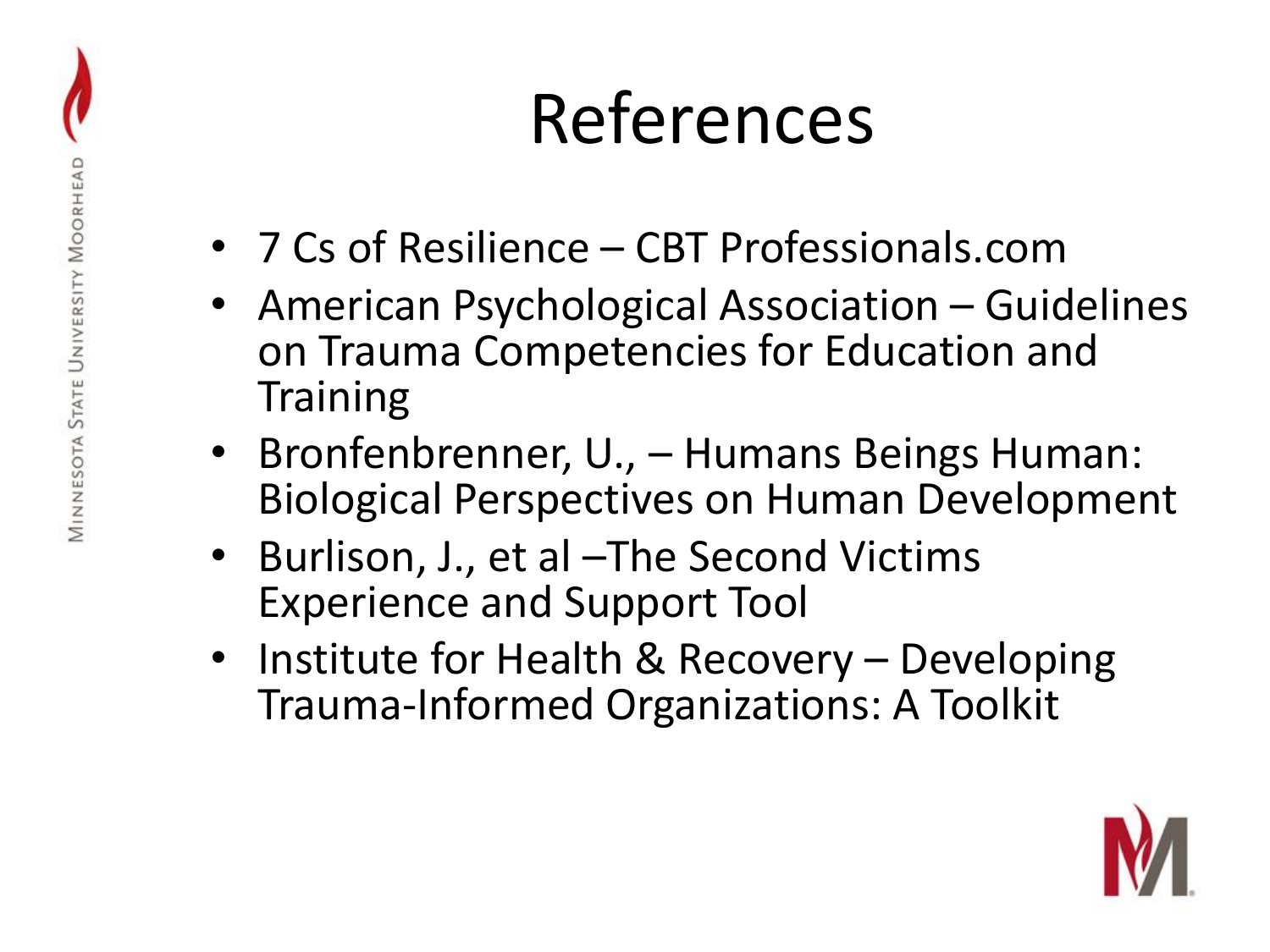# References

- 7 Cs of Resilience – CBT Professionals.com
- American Psychological Association – Guidelines on Trauma Competencies for Education and Training
- Bronfenbrenner, U., – Humans Beings Human: Biological Perspectives on Human Development
- Burlison, J., et al –The Second Victims Experience and Support Tool
- Institute for Health & Recovery – Developing Trauma-Informed Organizations: A Toolkit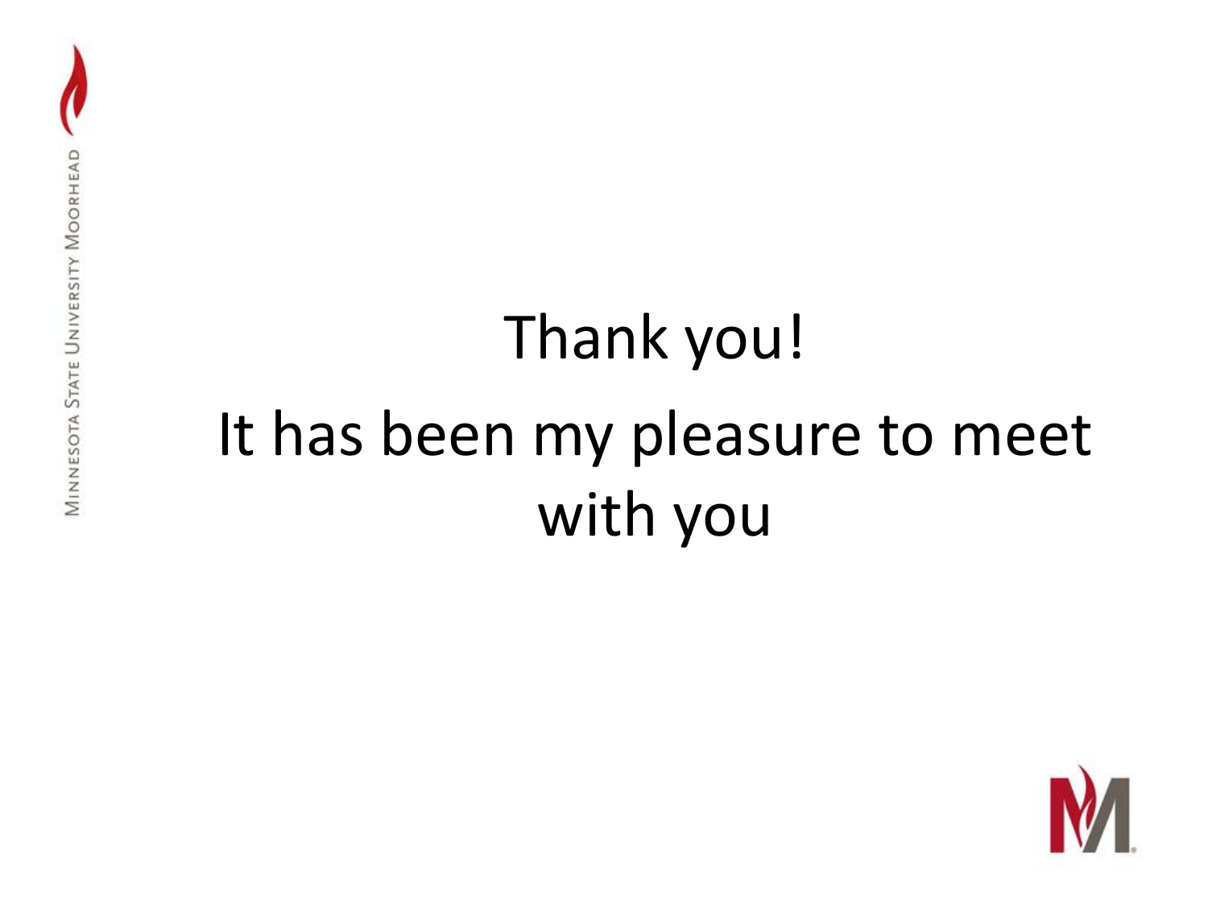Thank you!

It has been my pleasure to meet with you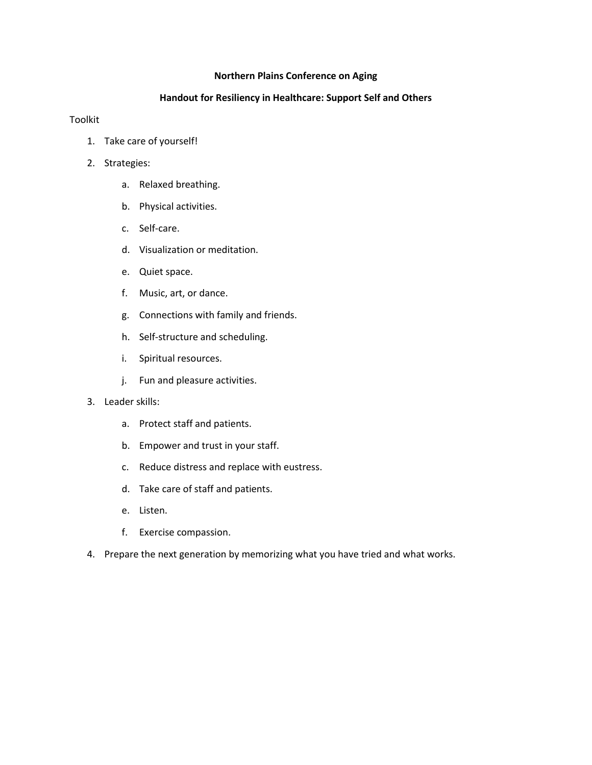**Northern Plains Conference on Aging**

**Handout for Resiliency in Healthcare: Support Self and Others**

Toolkit

1. Take care of yourself!
2. Strategies:
    a. Relaxed breathing.
    b. Physical activities.
    c. Self-care.
    d. Visualization or meditation.
    e. Quiet space.
    f. Music, art, or dance.
    g. Connections with family and friends.
    h. Self-structure and scheduling.
    i. Spiritual resources.
    j. Fun and pleasure activities.
3. Leader skills:
    a. Protect staff and patients.
    b. Empower and trust in your staff.
    c. Reduce distress and replace with eustress.
    d. Take care of staff and patients.
    e. Listen.
    f. Exercise compassion.
4. Prepare the next generation by memorizing what you have tried and what works.